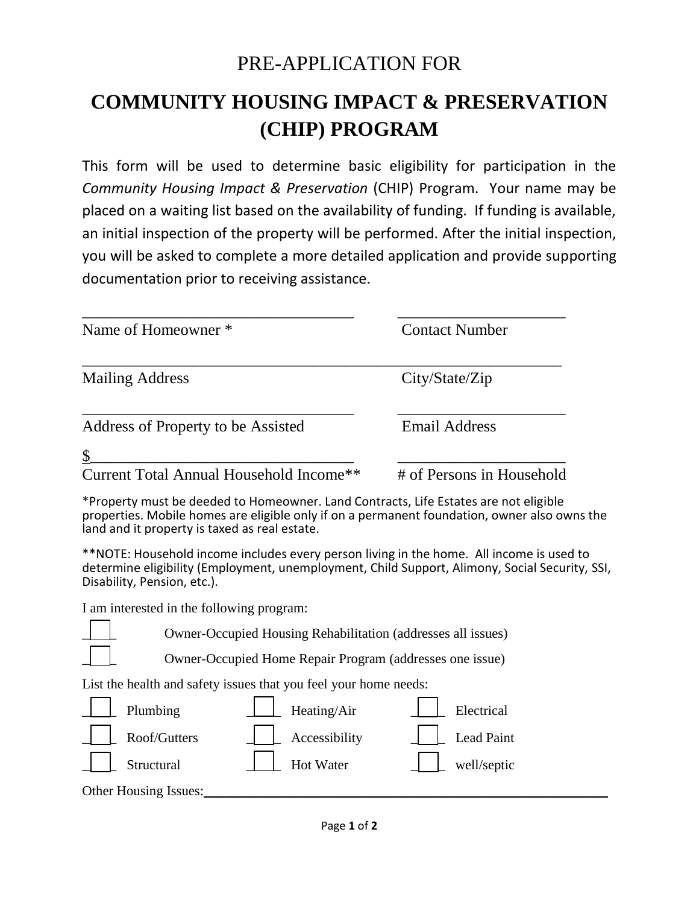PRE-APPLICATION FOR

# COMMUNITY HOUSING IMPACT & PRESERVATION (CHIP) PROGRAM

This form will be used to determine basic eligibility for participation in the *Community Housing Impact & Preservation* (CHIP) Program. Your name may be placed on a waiting list based on the availability of funding. If funding is available, an initial inspection of the property will be performed. After the initial inspection, you will be asked to complete a more detailed application and provide supporting documentation prior to receiving assistance.

Name of Homeowner * ____________________ Contact Number ____________________

Mailing Address ____________________ City/State/Zip ____________________

Address of Property to be Assisted ____________________ Email Address ____________________

Current Total Annual Household Income** $____________________ # of Persons in Household ____________________

*Property must be deeded to Homeowner. Land Contracts, Life Estates are not eligible properties. Mobile homes are eligible only if on a permanent foundation, owner also owns the land and it property is taxed as real estate.

**NOTE: Household income includes every person living in the home. All income is used to determine eligibility (Employment, unemployment, Child Support, Alimony, Social Security, SSI, Disability, Pension, etc.).

I am interested in the following program:

- ☐ Owner-Occupied Housing Rehabilitation (addresses all issues)
- ☐ Owner-Occupied Home Repair Program (addresses one issue)

List the health and safety issues that you feel your home needs:

| | | |
|---|---|---|
| ☐ Plumbing | ☐ Heating/Air | ☐ Electrical |
| ☐ Roof/Gutters | ☐ Accessibility | ☐ Lead Paint |
| ☐ Structural | ☐ Hot Water | ☐ well/septic |

Other Housing Issues:____________________________________________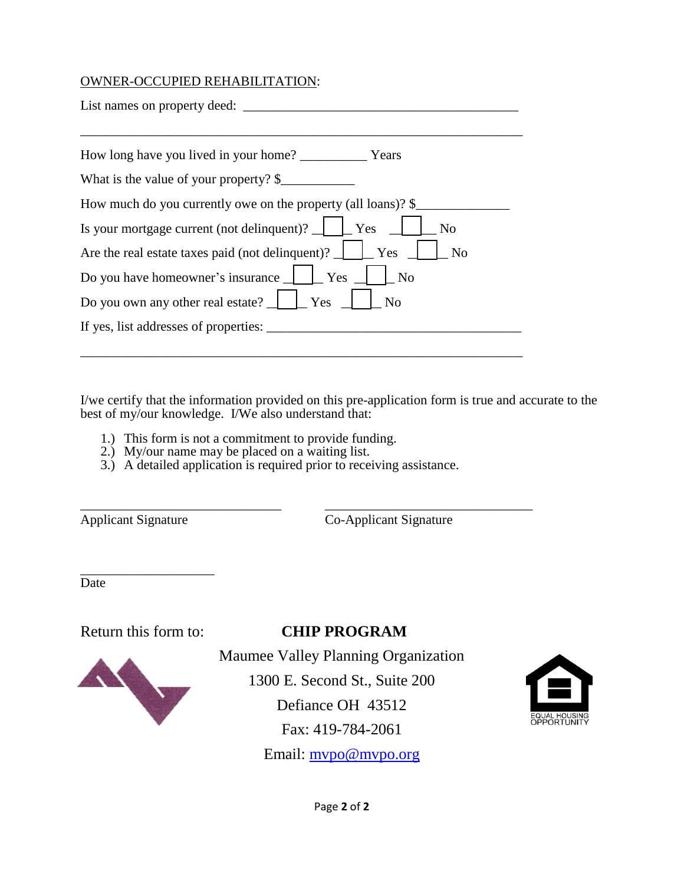OWNER-OCCUPIED REHABILITATION:

List names on property deed: ________________________________________

______________________________________________________________________

How long have you lived in your home? __________ Years

What is the value of your property? $___________

How much do you currently owe on the property (all loans)? $______________

Is your mortgage current (not delinquent)? ☐ Yes ☐ No

Are the real estate taxes paid (not delinquent)? ☐ Yes ☐ No

Do you have homeowner's insurance ☐ Yes ☐ No

Do you own any other real estate? ☐ Yes ☐ No

If yes, list addresses of properties: ______________________________________

______________________________________________________________________

I/we certify that the information provided on this pre-application form is true and accurate to the best of my/our knowledge. I/We also understand that:

1.) This form is not a commitment to provide funding.
2.) My/our name may be placed on a waiting list.
3.) A detailed application is required prior to receiving assistance.

______________________________ ______________________________
Applicant Signature Co-Applicant Signature

____________________
Date

Return this form to:

**CHIP PROGRAM**
Maumee Valley Planning Organization
1300 E. Second St., Suite 200
Defiance OH 43512
Fax: 419-784-2061
Email: mvpo@mvpo.org

EQUAL HOUSING OPPORTUNITY